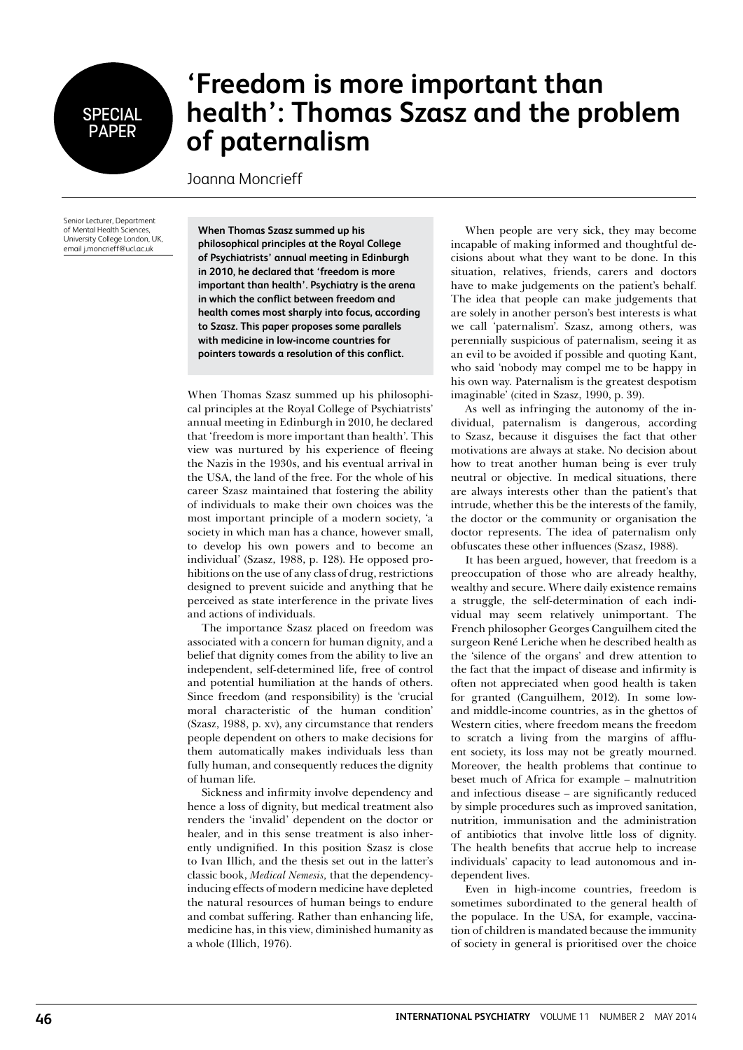SPECIAL PAPER

# 'Freedom is more important than health': Thomas Szasz and the problem of paternalism

Joanna Moncrieff

Senior Lecturer, Department of Mental Health Sciences, University College London, UK, email j.moncrieff@ucl.ac.uk

**When Thomas Szasz summed up his philosophical principles at the Royal College of Psychiatrists' annual meeting in Edinburgh in 2010, he declared that 'freedom is more important than health'. Psychiatry is the arena in which the conflict between freedom and health comes most sharply into focus, according to Szasz. This paper proposes some parallels with medicine in low-income countries for pointers towards a resolution of this conflict.**

When Thomas Szasz summed up his philosophical principles at the Royal College of Psychiatrists' annual meeting in Edinburgh in 2010, he declared that 'freedom is more important than health'. This view was nurtured by his experience of fleeing the Nazis in the 1930s, and his eventual arrival in the USA, the land of the free. For the whole of his career Szasz maintained that fostering the ability of individuals to make their own choices was the most important principle of a modern society, 'a society in which man has a chance, however small, to develop his own powers and to become an individual' (Szasz, 1988, p. 128). He opposed prohibitions on the use of any class of drug, restrictions designed to prevent suicide and anything that he perceived as state interference in the private lives and actions of individuals.

The importance Szasz placed on freedom was associated with a concern for human dignity, and a belief that dignity comes from the ability to live an independent, self-determined life, free of control and potential humiliation at the hands of others. Since freedom (and responsibility) is the 'crucial moral characteristic of the human condition' (Szasz, 1988, p. xv), any circumstance that renders people dependent on others to make decisions for them automatically makes individuals less than fully human, and consequently reduces the dignity of human life.

Sickness and infirmity involve dependency and hence a loss of dignity, but medical treatment also renders the 'invalid' dependent on the doctor or healer, and in this sense treatment is also inherently undignified. In this position Szasz is close to Ivan Illich, and the thesis set out in the latter's classic book, *Medical Nemesis*, that the dependency-inducing effects of modern medicine have depleted the natural resources of human beings to endure and combat suffering. Rather than enhancing life, medicine has, in this view, diminished humanity as a whole (Illich, 1976).

When people are very sick, they may become incapable of making informed and thoughtful decisions about what they want to be done. In this situation, relatives, friends, carers and doctors have to make judgements on the patient's behalf. The idea that people can make judgements that are solely in another person's best interests is what we call 'paternalism'. Szasz, among others, was perennially suspicious of paternalism, seeing it as an evil to be avoided if possible and quoting Kant, who said 'nobody may compel me to be happy in his own way. Paternalism is the greatest despotism imaginable' (cited in Szasz, 1990, p. 39).

As well as infringing the autonomy of the individual, paternalism is dangerous, according to Szasz, because it disguises the fact that other motivations are always at stake. No decision about how to treat another human being is ever truly neutral or objective. In medical situations, there are always interests other than the patient's that intrude, whether this be the interests of the family, the doctor or the community or organisation the doctor represents. The idea of paternalism only obfuscates these other influences (Szasz, 1988).

It has been argued, however, that freedom is a preoccupation of those who are already healthy, wealthy and secure. Where daily existence remains a struggle, the self-determination of each individual may seem relatively unimportant. The French philosopher Georges Canguilhem cited the surgeon René Leriche when he described health as the 'silence of the organs' and drew attention to the fact that the impact of disease and infirmity is often not appreciated when good health is taken for granted (Canguilhem, 2012). In some low- and middle-income countries, as in the ghettos of Western cities, where freedom means the freedom to scratch a living from the margins of affluent society, its loss may not be greatly mourned. Moreover, the health problems that continue to beset much of Africa for example – malnutrition and infectious disease – are significantly reduced by simple procedures such as improved sanitation, nutrition, immunisation and the administration of antibiotics that involve little loss of dignity. The health benefits that accrue help to increase individuals' capacity to lead autonomous and independent lives.

Even in high-income countries, freedom is sometimes subordinated to the general health of the populace. In the USA, for example, vaccination of children is mandated because the immunity of society in general is prioritised over the choice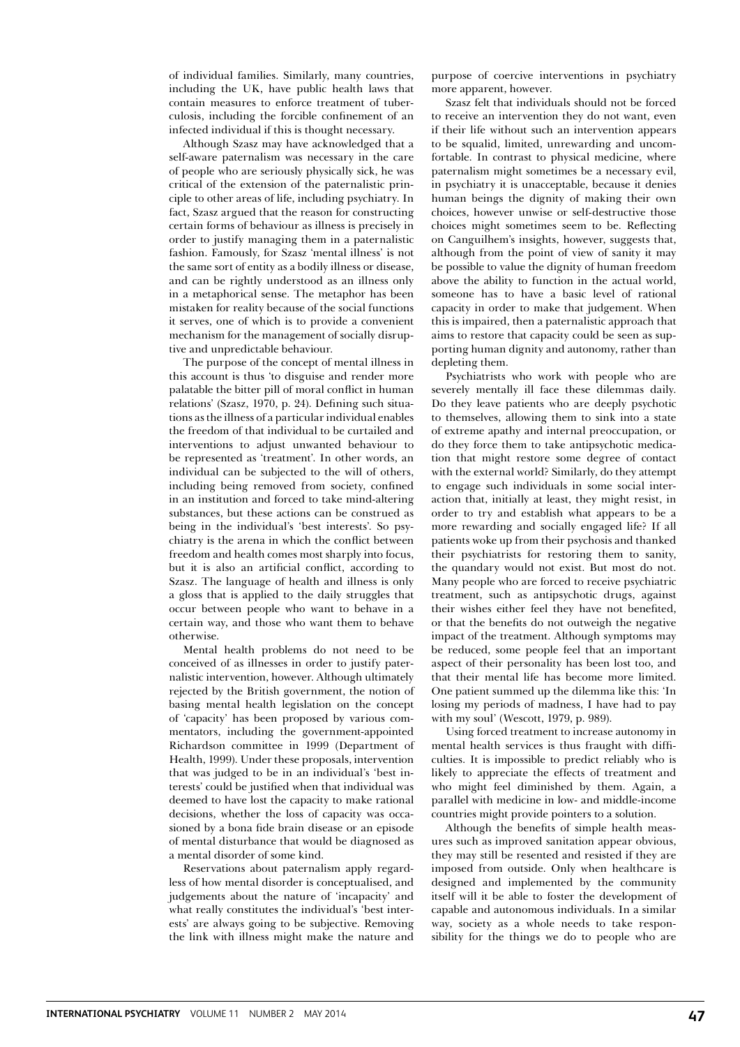of individual families. Similarly, many countries, including the UK, have public health laws that contain measures to enforce treatment of tuberculosis, including the forcible confinement of an infected individual if this is thought necessary.

Although Szasz may have acknowledged that a self-aware paternalism was necessary in the care of people who are seriously physically sick, he was critical of the extension of the paternalistic principle to other areas of life, including psychiatry. In fact, Szasz argued that the reason for constructing certain forms of behaviour as illness is precisely in order to justify managing them in a paternalistic fashion. Famously, for Szasz 'mental illness' is not the same sort of entity as a bodily illness or disease, and can be rightly understood as an illness only in a metaphorical sense. The metaphor has been mistaken for reality because of the social functions it serves, one of which is to provide a convenient mechanism for the management of socially disruptive and unpredictable behaviour.

The purpose of the concept of mental illness in this account is thus 'to disguise and render more palatable the bitter pill of moral conflict in human relations' (Szasz, 1970, p. 24). Defining such situations as the illness of a particular individual enables the freedom of that individual to be curtailed and interventions to adjust unwanted behaviour to be represented as 'treatment'. In other words, an individual can be subjected to the will of others, including being removed from society, confined in an institution and forced to take mind-altering substances, but these actions can be construed as being in the individual's 'best interests'. So psychiatry is the arena in which the conflict between freedom and health comes most sharply into focus, but it is also an artificial conflict, according to Szasz. The language of health and illness is only a gloss that is applied to the daily struggles that occur between people who want to behave in a certain way, and those who want them to behave otherwise.

Mental health problems do not need to be conceived of as illnesses in order to justify paternalistic intervention, however. Although ultimately rejected by the British government, the notion of basing mental health legislation on the concept of 'capacity' has been proposed by various commentators, including the government-appointed Richardson committee in 1999 (Department of Health, 1999). Under these proposals, intervention that was judged to be in an individual's 'best interests' could be justified when that individual was deemed to have lost the capacity to make rational decisions, whether the loss of capacity was occasioned by a bona fide brain disease or an episode of mental disturbance that would be diagnosed as a mental disorder of some kind.

Reservations about paternalism apply regardless of how mental disorder is conceptualised, and judgements about the nature of 'incapacity' and what really constitutes the individual's 'best interests' are always going to be subjective. Removing the link with illness might make the nature and purpose of coercive interventions in psychiatry more apparent, however.

Szasz felt that individuals should not be forced to receive an intervention they do not want, even if their life without such an intervention appears to be squalid, limited, unrewarding and uncomfortable. In contrast to physical medicine, where paternalism might sometimes be a necessary evil, in psychiatry it is unacceptable, because it denies human beings the dignity of making their own choices, however unwise or self-destructive those choices might sometimes seem to be. Reflecting on Canguilhem's insights, however, suggests that, although from the point of view of sanity it may be possible to value the dignity of human freedom above the ability to function in the actual world, someone has to have a basic level of rational capacity in order to make that judgement. When this is impaired, then a paternalistic approach that aims to restore that capacity could be seen as supporting human dignity and autonomy, rather than depleting them.

Psychiatrists who work with people who are severely mentally ill face these dilemmas daily. Do they leave patients who are deeply psychotic to themselves, allowing them to sink into a state of extreme apathy and internal preoccupation, or do they force them to take antipsychotic medication that might restore some degree of contact with the external world? Similarly, do they attempt to engage such individuals in some social interaction that, initially at least, they might resist, in order to try and establish what appears to be a more rewarding and socially engaged life? If all patients woke up from their psychosis and thanked their psychiatrists for restoring them to sanity, the quandary would not exist. But most do not. Many people who are forced to receive psychiatric treatment, such as antipsychotic drugs, against their wishes either feel they have not benefited, or that the benefits do not outweigh the negative impact of the treatment. Although symptoms may be reduced, some people feel that an important aspect of their personality has been lost too, and that their mental life has become more limited. One patient summed up the dilemma like this: 'In losing my periods of madness, I have had to pay with my soul' (Wescott, 1979, p. 989).

Using forced treatment to increase autonomy in mental health services is thus fraught with difficulties. It is impossible to predict reliably who is likely to appreciate the effects of treatment and who might feel diminished by them. Again, a parallel with medicine in low- and middle-income countries might provide pointers to a solution.

Although the benefits of simple health measures such as improved sanitation appear obvious, they may still be resented and resisted if they are imposed from outside. Only when healthcare is designed and implemented by the community itself will it be able to foster the development of capable and autonomous individuals. In a similar way, society as a whole needs to take responsibility for the things we do to people who are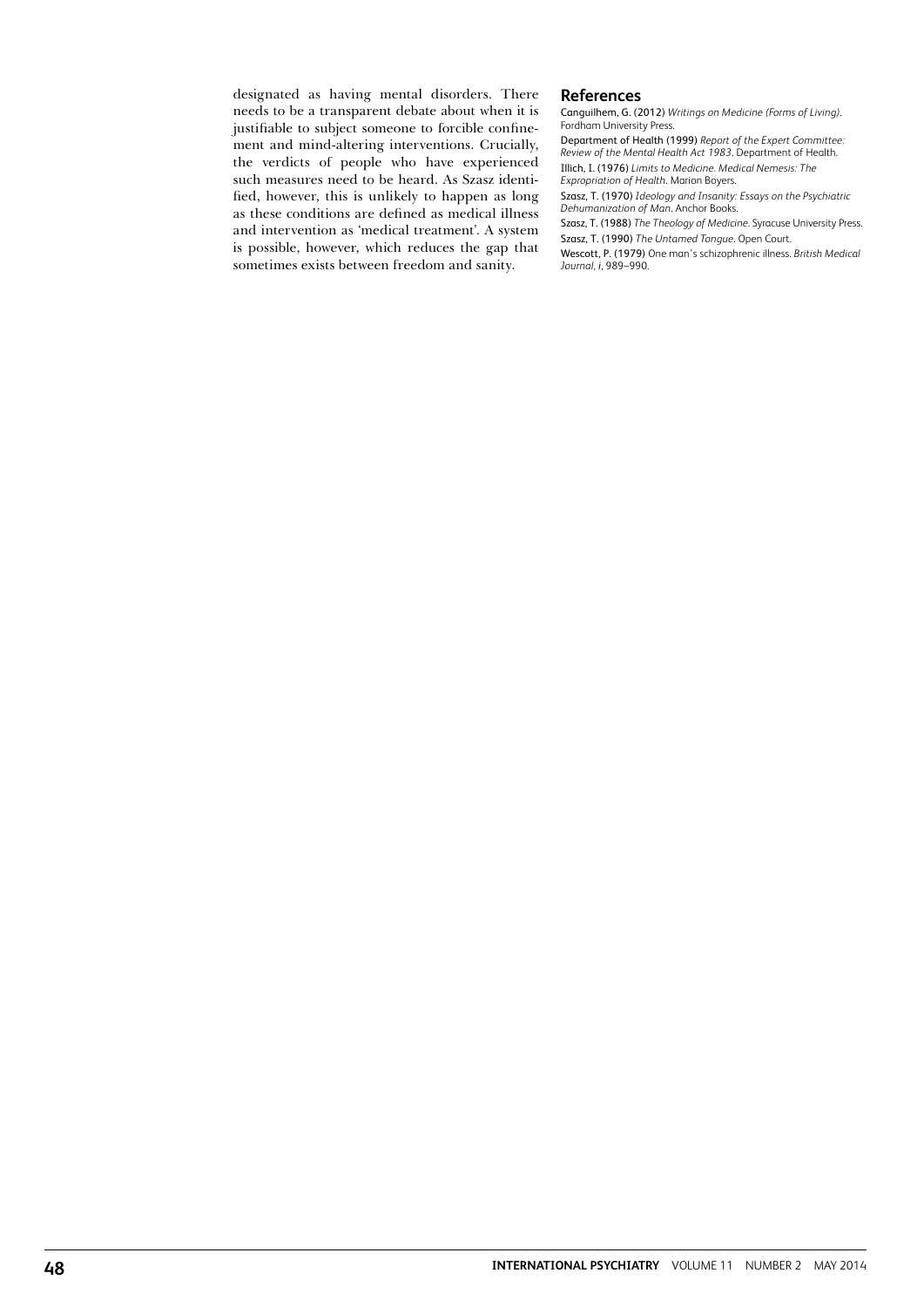designated as having mental disorders. There needs to be a transparent debate about when it is justifiable to subject someone to forcible confinement and mind-altering interventions. Crucially, the verdicts of people who have experienced such measures need to be heard. As Szasz identified, however, this is unlikely to happen as long as these conditions are defined as medical illness and intervention as 'medical treatment'. A system is possible, however, which reduces the gap that sometimes exists between freedom and sanity.

## References

Canguilhem, G. (2012) *Writings on Medicine (Forms of Living)*. Fordham University Press.

Department of Health (1999) *Report of the Expert Committee: Review of the Mental Health Act 1983*. Department of Health.

Illich, I. (1976) *Limits to Medicine. Medical Nemesis: The Expropriation of Health*. Marion Boyers.

Szasz, T. (1970) *Ideology and Insanity: Essays on the Psychiatric Dehumanization of Man*. Anchor Books.

Szasz, T. (1988) *The Theology of Medicine*. Syracuse University Press.

Szasz, T. (1990) *The Untamed Tongue*. Open Court.

Wescott, P. (1979) One man's schizophrenic illness. *British Medical Journal*, *i*, 989–990.